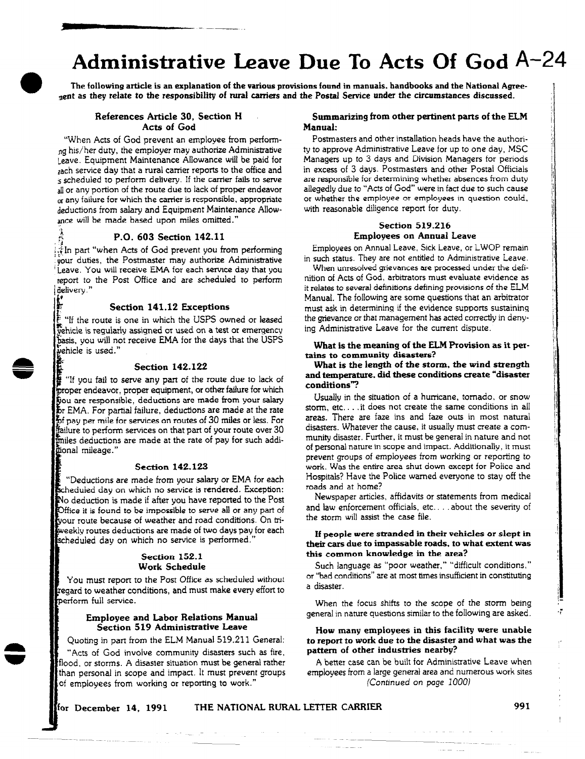# Administrative Leave Due To Acts Of God A-24

**The following article is an explanation of the various provisions found in manuals, handbooks and the National Agreement as they relate to the responsibility of rural carriers and the Postal Service under the circumstances discussed.**

### References Article 30, Section H Acts of God

"When Acts of God prevent an employee from performing his/her duty, the employer may authorize Administrative Leave. Equipment Maintenance Allowance will be paid for each service day that a rural carrier reports to the office and is scheduled to perform delivery. If the carrier fails to serve all or any portion of the route due to lack of proper endeavor or any failure for which the carrier is responsible, appropriate deductions from salary and Equipment Maintenance Allowance will be made based upon miles omitted."

### P.O. 603 Section 142.11

In part "when Acts of God prevent you from performing your duties, the Postmaster may authorize Administrative Leave. You will receive EMA for each service day that you report to the Post Office and are scheduled to perform delivery."

### Section 141.12 Exceptions

"If the route is one in which the USPS owned or leased vehicle is regularly assigned or used on a test or emergency basis, you will not receive EMA for the days that the USPS vehicle is used."

### Section 142.122

"If you fail to serve any part of the route due to lack of proper endeavor, proper equipment, or other failure for which you are responsible, deductions are made from your salary or EMA. For partial failure, deductions are made at the rate of pay per mile for services on routes of 30 miles or less. For failure to perform services on that part of your route over 30 miles deductions are made at the rate of pay for such additional mileage."

### Section 142.123

"Deductions are made from your salary or EMA for each scheduled day on which no service is rendered. Exception: No deduction is made if after you have reported to the Post Office it is found to be impossible to serve all or any part of your route because of weather and road conditions. On triweekly routes deductions are made of two days pay for each scheduled day on which no service is performed."

### Section 152.1 Work Schedule

You must report to the Post Office as scheduled without regard to weather conditions, and must make every effort to perform full service.

### Employee and Labor Relations Manual Section 519 Administrative Leave

Quoting in part from the ELM Manual 519.211 General:

"Acts of God involve community disasters such as fire, flood, or storms. A disaster situation must be general rather than personal in scope and impact. It must prevent groups of employees from working or reporting to work."

### Summarizing from other pertinent parts of the ELM Manual:

Postmasters and other installation heads have the authority to approve Administrative Leave for up to one day, MSC Managers up to 3 days and Division Managers for periods in excess of 3 days. Postmasters and other Postal Officials are responsible for determining whether absences from duty allegedly due to "Acts of God" were in fact due to such cause or whether the employee or employees in question could, with reasonable diligence report for duty.

### Section 519.216 Employees on Annual Leave

Employees on Annual Leave, Sick Leave, or LWOP remain in such status. They are not entitled to Administrative Leave.

When unresolved grievances are processed under the definition of Acts of God, arbitrators must evaluate evidence as it relates to several definitions defining provisions of the ELM Manual. The following are some questions that an arbitrator must ask in determining if the evidence supports sustaining the grievance or that management has acted correctly in denying Administrative Leave for the current dispute.

**What is the meaning of the ELM Provision as it pertains to community disasters?**

**What is the length of the storm, the wind strength and temperature, did these conditions create "disaster conditions"?**

Usually in the situation of a hurricane, tornado, or snow storm, etc. . . .it does not create the same conditions in all areas. There are faze ins and faze outs in most natural disasters. Whatever the cause, it usually must create a community disaster. Further, it must be general in nature and not of personal nature in scope and impact. Additionally, it must prevent groups of employees from working or reporting to work. Was the entire area shut down except for Police and Hospitals? Have the Police warned everyone to stay off the roads and at home?

Newspaper articles, affidavits or statements from medical and law enforcement officials, etc. . . .about the severity of the storm will assist the case file.

**If people were stranded in their vehicles or slept in their cars due to impassable roads, to what extent was this common knowledge in the area?**

Such language as "poor weather," "difficult conditions," or "bad conditions" are at most times insufficient in constituting a disaster.

When the focus shifts to the scope of the storm being general in nature questions similar to the following are asked.

**How many employees in this facility were unable to report to work due to the disaster and what was the pattern of other industries nearby?**

A better case can be built for Administrative Leave when employees from a large general area and numerous work sites *(Continued on page 1000)*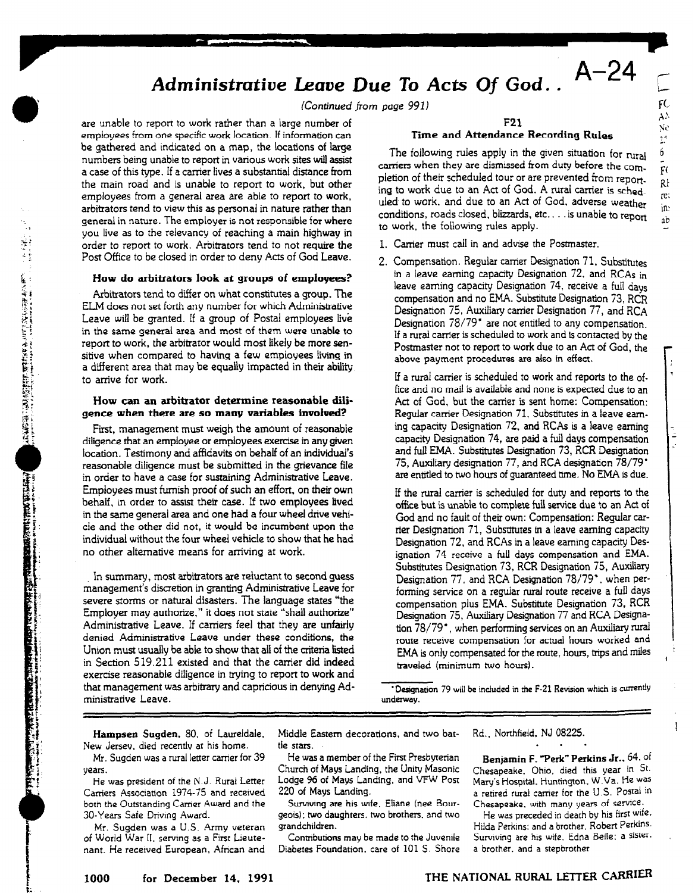# Administrative Leave Due To Acts Of God..

A-24

*(Continued from page 991)*

are unable to report to work rather than a large number of employees from one specific work location. If information can be gathered and indicated on a map, the locations of large numbers being unable to report in various work sites will assist a case of this type. If a carrier lives a substantial distance from the main road and is unable to report to work, but other employees from a general area are able to report to work, arbitrators tend to view this as personal in nature rather than general in nature. The employer is not responsible for where you live as to the relevancy of reaching a main highway in order to report to work. Arbitrators tend to not require the Post Office to be closed in order to deny Acts of God Leave.

### How do arbitrators look at groups of employees?

Arbitrators tend to differ on what constitutes a group. The ELM does not set forth any number for which Administrative Leave will be granted. If a group of Postal employees live in the same general area and most of them were unable to report to work, the arbitrator would most likely be more sensitive when compared to having a few employees living in a different area that may be equally impacted in their ability to arrive for work.

### How can an arbitrator determine reasonable diligence when there are so many variables involved?

First, management must weigh the amount of reasonable diligence that an employee or employees exercise in any given location. Testimony and affidavits on behalf of an individual's reasonable diligence must be submitted in the grievance file in order to have a case for sustaining Administrative Leave. Employees must furnish proof of such an effort, on their own behalf, in order to assist their case. If two employees lived in the same general area and one had a four wheel drive vehicle and the other did not, it would be incumbent upon the individual without the four wheel vehicle to show that he had no other alternative means for arriving at work.

In summary, most arbitrators are reluctant to second guess management's discretion in granting Administrative Leave for severe storms or natural disasters. The language states "the Employer may authorize," it does not state "shall authorize" Administrative Leave. If carriers feel that they are unfairly denied Administrative Leave under these conditions, the Union must usually be able to show that all of the criteria listed in Section 519.211 existed and that the carrier did indeed exercise reasonable diligence in trying to report to work and that management was arbitrary and capricious in denying Administrative Leave.

### F21
### Time and Attendance Recording Rules

The following rules apply in the given situation for rural carriers when they are dismissed from duty before the completion of their scheduled tour or are prevented from reporting to work due to an Act of God. A rural carrier is scheduled to work, and due to an Act of God, adverse weather conditions, roads closed, blizzards, etc.... is unable to report to work, the following rules apply.

1. Carrier must call in and advise the Postmaster.
2. Compensation. Regular carrier Designation 71, Substitutes in a leave earning capacity Designation 72, and RCAs in leave earning capacity Designation 74, receive a full days compensation and no EMA. Substitute Designation 73, RCR Designation 75, Auxiliary carrier Designation 77, and RCA Designation 78/79* are not entitled to any compensation. If a rural carrier is scheduled to work and is contacted by the Postmaster not to report to work due to an Act of God, the above payment procedures are also in effect.

If a rural carrier is scheduled to work and reports to the office and no mail is available and none is expected due to an Act of God, but the carrier is sent home: Compensation: Regular carrier Designation 71, Substitutes in a leave earning capacity Designation 72, and RCAs is a leave earning capacity Designation 74, are paid a full days compensation and full EMA. Substitutes Designation 73, RCR Designation 75, Auxiliary designation 77, and RCA designation 78/79* are entitled to two hours of guaranteed time. No EMA is due.

If the rural carrier is scheduled for duty and reports to the office but is unable to complete full service due to an Act of God and no fault of their own: Compensation: Regular carrier Designation 71, Substitutes in a leave earning capacity Designation 72, and RCAs in a leave earning capacity Designation 74 receive a full days compensation and EMA. Substitutes Designation 73, RCR Designation 75, Auxiliary Designation 77, and RCA Designation 78/79*, when performing service on a regular rural route receive a full days compensation plus EMA. Substitute Designation 73, RCR Designation 75, Auxiliary Designation 77 and RCA Designation 78/79*, when performing services on an Auxiliary rural route receive compensation for actual hours worked and EMA is only compensated for the route, hours, trips and miles traveled (minimum two hours).

*Designation 79 will be included in the F-21 Revision which is currently underway.

---

**Hampsen Sugden**, 80, of Laureldale, New Jersey, died recently at his home.

Mr. Sugden was a rural letter carrier for 39 years.

He was president of the N.J. Rural Letter Carriers Association 1974-75 and received both the Outstanding Carrier Award and the 30-Years Safe Driving Award.

Mr. Sugden was a U.S. Army veteran of World War II, serving as a First Lieutenant. He received European, African and Middle Eastern decorations, and two battle stars.

He was a member of the First Presbyterian Church of Mays Landing, the Unity Masonic Lodge 96 of Mays Landing, and VFW Post 220 of Mays Landing.

Surviving are his wife, Eliane (nee Bourgeois); two daughters, two brothers, and two grandchildren.

Contributions may be made to the Juvenile Diabetes Foundation, care of 101 S. Shore Rd., Northfield, NJ 08225.

• • •

**Benjamin F. "Perk" Perkins Jr.**, 64, of Chesapeake, Ohio, died this year in St. Mary's Hospital, Huntington, W.Va. He was a retired rural carrier for the U.S. Postal in Chesapeake, with many years of service.

He was preceded in death by his first wife, Hilda Perkins; and a brother, Robert Perkins. Surviving are his wife, Edna Belle; a sister, a brother, and a stepbrother